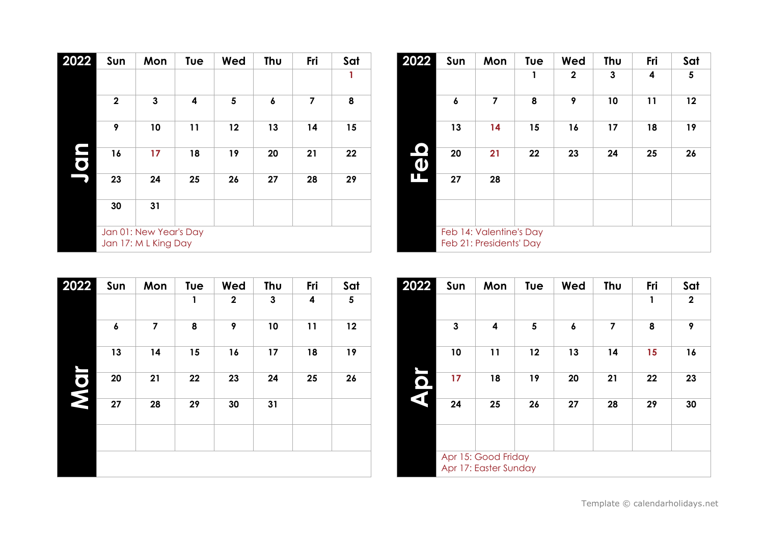## Jan 2022

| Sun | Mon | Tue | Wed | Thu | Fri | Sat |
|---|---|---|---|---|---|---|
| | | | | | | 1 |
| 2 | 3 | 4 | 5 | 6 | 7 | 8 |
| 9 | 10 | 11 | 12 | 13 | 14 | 15 |
| 16 | 17 | 18 | 19 | 20 | 21 | 22 |
| 23 | 24 | 25 | 26 | 27 | 28 | 29 |
| 30 | 31 | | | | | |

Jan 01: New Year's Day
Jan 17: M L King Day

## Feb 2022

| Sun | Mon | Tue | Wed | Thu | Fri | Sat |
|---|---|---|---|---|---|---|
| | | 1 | 2 | 3 | 4 | 5 |
| 6 | 7 | 8 | 9 | 10 | 11 | 12 |
| 13 | 14 | 15 | 16 | 17 | 18 | 19 |
| 20 | 21 | 22 | 23 | 24 | 25 | 26 |
| 27 | 28 | | | | | |

Feb 14: Valentine's Day
Feb 21: Presidents' Day

## Mar 2022

| Sun | Mon | Tue | Wed | Thu | Fri | Sat |
|---|---|---|---|---|---|---|
| | | 1 | 2 | 3 | 4 | 5 |
| 6 | 7 | 8 | 9 | 10 | 11 | 12 |
| 13 | 14 | 15 | 16 | 17 | 18 | 19 |
| 20 | 21 | 22 | 23 | 24 | 25 | 26 |
| 27 | 28 | 29 | 30 | 31 | | |

## Apr 2022

| Sun | Mon | Tue | Wed | Thu | Fri | Sat |
|---|---|---|---|---|---|---|
| | | | | | 1 | 2 |
| 3 | 4 | 5 | 6 | 7 | 8 | 9 |
| 10 | 11 | 12 | 13 | 14 | 15 | 16 |
| 17 | 18 | 19 | 20 | 21 | 22 | 23 |
| 24 | 25 | 26 | 27 | 28 | 29 | 30 |

Apr 15: Good Friday
Apr 17: Easter Sunday

Template © calendarholidays.net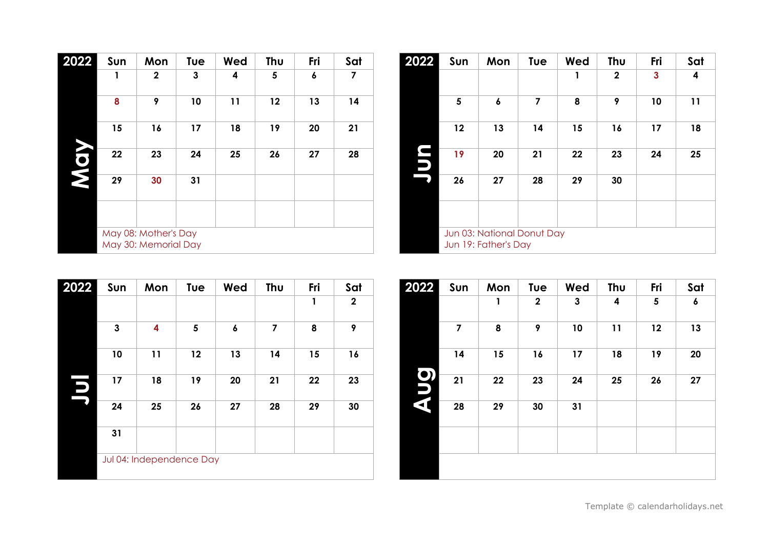## May 2022

| Sun | Mon | Tue | Wed | Thu | Fri | Sat |
|---|---|---|---|---|---|---|
| 1 | 2 | 3 | 4 | 5 | 6 | 7 |
| 8 | 9 | 10 | 11 | 12 | 13 | 14 |
| 15 | 16 | 17 | 18 | 19 | 20 | 21 |
| 22 | 23 | 24 | 25 | 26 | 27 | 28 |
| 29 | 30 | 31 | | | | |
| | | | | | | |

May 08: Mother's Day
May 30: Memorial Day

## Jun 2022

| Sun | Mon | Tue | Wed | Thu | Fri | Sat |
|---|---|---|---|---|---|---|
| | | | 1 | 2 | 3 | 4 |
| 5 | 6 | 7 | 8 | 9 | 10 | 11 |
| 12 | 13 | 14 | 15 | 16 | 17 | 18 |
| 19 | 20 | 21 | 22 | 23 | 24 | 25 |
| 26 | 27 | 28 | 29 | 30 | | |
| | | | | | | |

Jun 03: National Donut Day
Jun 19: Father's Day

## Jul 2022

| Sun | Mon | Tue | Wed | Thu | Fri | Sat |
|---|---|---|---|---|---|---|
| | | | | | 1 | 2 |
| 3 | 4 | 5 | 6 | 7 | 8 | 9 |
| 10 | 11 | 12 | 13 | 14 | 15 | 16 |
| 17 | 18 | 19 | 20 | 21 | 22 | 23 |
| 24 | 25 | 26 | 27 | 28 | 29 | 30 |
| 31 | | | | | | |

Jul 04: Independence Day

## Aug 2022

| Sun | Mon | Tue | Wed | Thu | Fri | Sat |
|---|---|---|---|---|---|---|
| | 1 | 2 | 3 | 4 | 5 | 6 |
| 7 | 8 | 9 | 10 | 11 | 12 | 13 |
| 14 | 15 | 16 | 17 | 18 | 19 | 20 |
| 21 | 22 | 23 | 24 | 25 | 26 | 27 |
| 28 | 29 | 30 | 31 | | | |
| | | | | | | |

Template © calendarholidays.net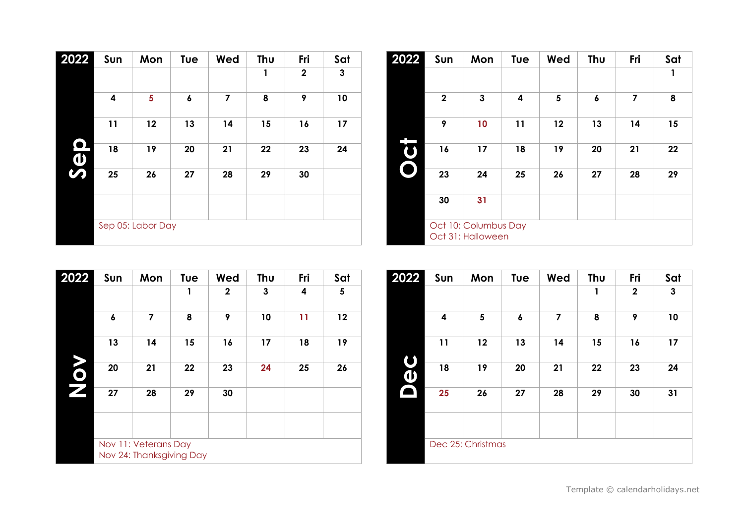## 2022 Sep

| Sun | Mon | Tue | Wed | Thu | Fri | Sat |
|---|---|---|---|---|---|---|
| | | | | 1 | 2 | 3 |
| 4 | 5 | 6 | 7 | 8 | 9 | 10 |
| 11 | 12 | 13 | 14 | 15 | 16 | 17 |
| 18 | 19 | 20 | 21 | 22 | 23 | 24 |
| 25 | 26 | 27 | 28 | 29 | 30 | |

Sep 05: Labor Day

## 2022 Oct

| Sun | Mon | Tue | Wed | Thu | Fri | Sat |
|---|---|---|---|---|---|---|
| | | | | | | 1 |
| 2 | 3 | 4 | 5 | 6 | 7 | 8 |
| 9 | 10 | 11 | 12 | 13 | 14 | 15 |
| 16 | 17 | 18 | 19 | 20 | 21 | 22 |
| 23 | 24 | 25 | 26 | 27 | 28 | 29 |
| 30 | 31 | | | | | |

Oct 10: Columbus Day
Oct 31: Halloween

## 2022 Nov

| Sun | Mon | Tue | Wed | Thu | Fri | Sat |
|---|---|---|---|---|---|---|
| | | 1 | 2 | 3 | 4 | 5 |
| 6 | 7 | 8 | 9 | 10 | 11 | 12 |
| 13 | 14 | 15 | 16 | 17 | 18 | 19 |
| 20 | 21 | 22 | 23 | 24 | 25 | 26 |
| 27 | 28 | 29 | 30 | | | |

Nov 11: Veterans Day
Nov 24: Thanksgiving Day

## 2022 Dec

| Sun | Mon | Tue | Wed | Thu | Fri | Sat |
|---|---|---|---|---|---|---|
| | | | | 1 | 2 | 3 |
| 4 | 5 | 6 | 7 | 8 | 9 | 10 |
| 11 | 12 | 13 | 14 | 15 | 16 | 17 |
| 18 | 19 | 20 | 21 | 22 | 23 | 24 |
| 25 | 26 | 27 | 28 | 29 | 30 | 31 |

Dec 25: Christmas

Template © calendarholidays.net